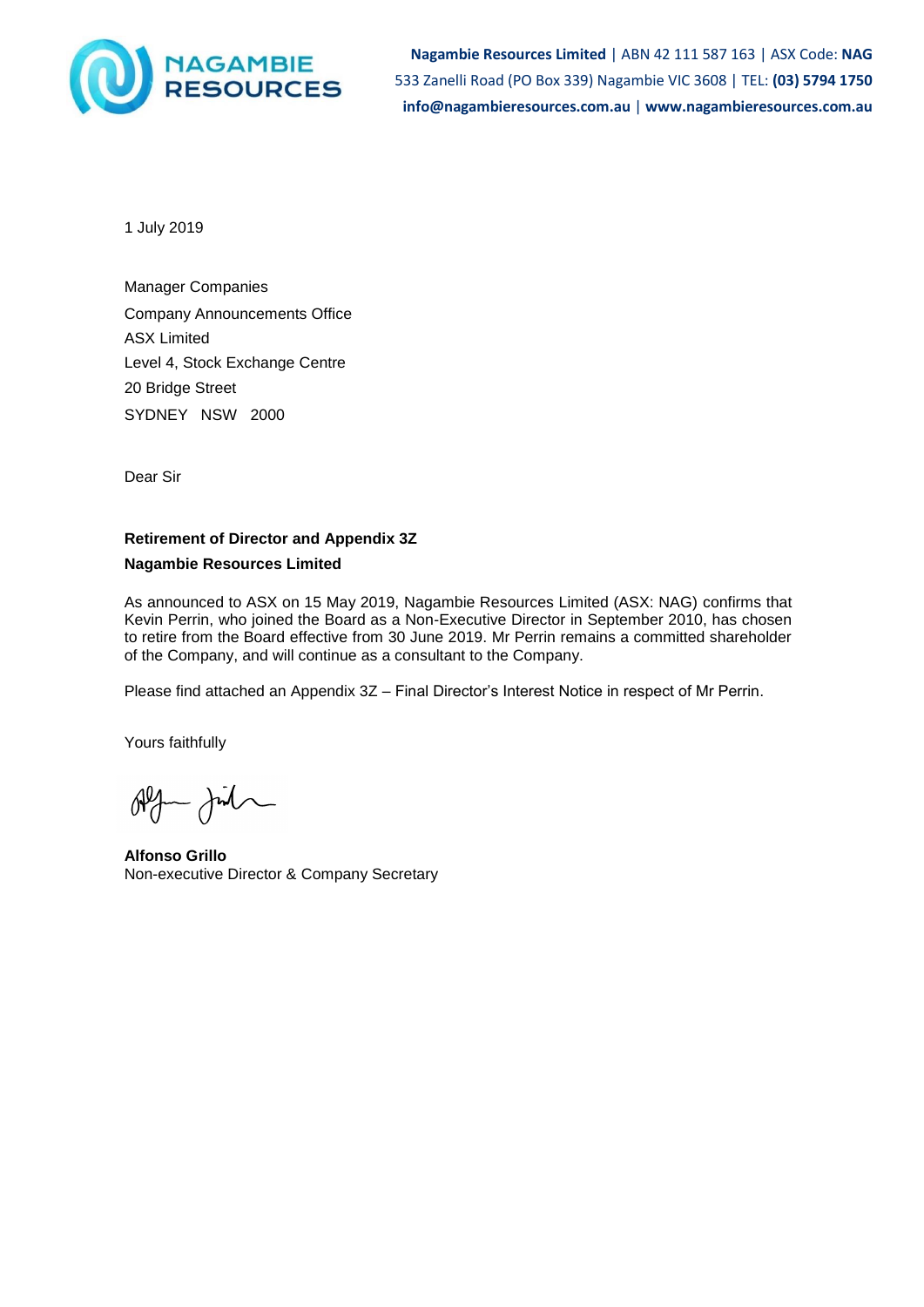**Nagambie Resources Limited** | ABN 42 111 587 163 | ASX Code: **NAG**
533 Zanelli Road (PO Box 339) Nagambie VIC 3608 | TEL: **(03) 5794 1750**
**info@nagambieresources.com.au** | **www.nagambieresources.com.au**

1 July 2019

Manager Companies
Company Announcements Office
ASX Limited
Level 4, Stock Exchange Centre
20 Bridge Street
SYDNEY NSW 2000

Dear Sir

**Retirement of Director and Appendix 3Z**
**Nagambie Resources Limited**

As announced to ASX on 15 May 2019, Nagambie Resources Limited (ASX: NAG) confirms that Kevin Perrin, who joined the Board as a Non-Executive Director in September 2010, has chosen to retire from the Board effective from 30 June 2019. Mr Perrin remains a committed shareholder of the Company, and will continue as a consultant to the Company.

Please find attached an Appendix 3Z – Final Director's Interest Notice in respect of Mr Perrin.

Yours faithfully

**Alfonso Grillo**
Non-executive Director & Company Secretary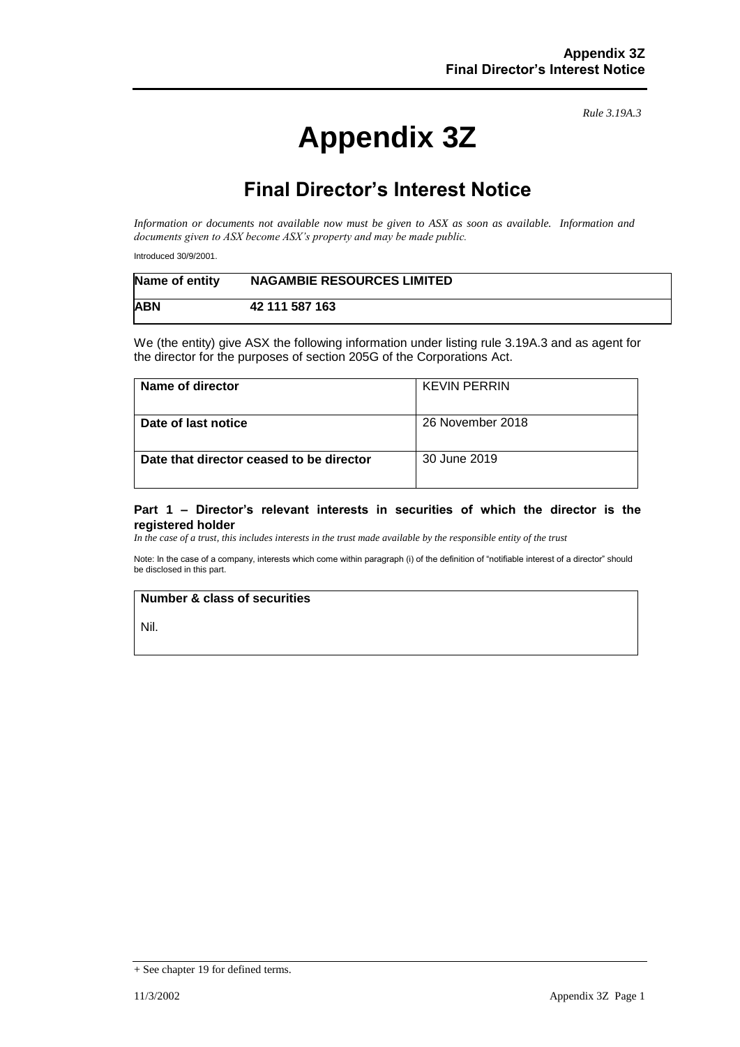*Rule 3.19A.3*

# Appendix 3Z

## Final Director's Interest Notice

*Information or documents not available now must be given to ASX as soon as available. Information and documents given to ASX become ASX's property and may be made public.*

Introduced 30/9/2001.

| Name of entity | NAGAMBIE RESOURCES LIMITED |
|---|---|
| ABN | 42 111 587 163 |

We (the entity) give ASX the following information under listing rule 3.19A.3 and as agent for the director for the purposes of section 205G of the Corporations Act.

| Name of director | KEVIN PERRIN |
|---|---|
| Date of last notice | 26 November 2018 |
| Date that director ceased to be director | 30 June 2019 |

### Part 1 – Director's relevant interests in securities of which the director is the registered holder

*In the case of a trust, this includes interests in the trust made available by the responsible entity of the trust*

Note: In the case of a company, interests which come within paragraph (i) of the definition of "notifiable interest of a director" should be disclosed in this part.

| Number & class of securities |
|---|
| Nil. |

+ See chapter 19 for defined terms.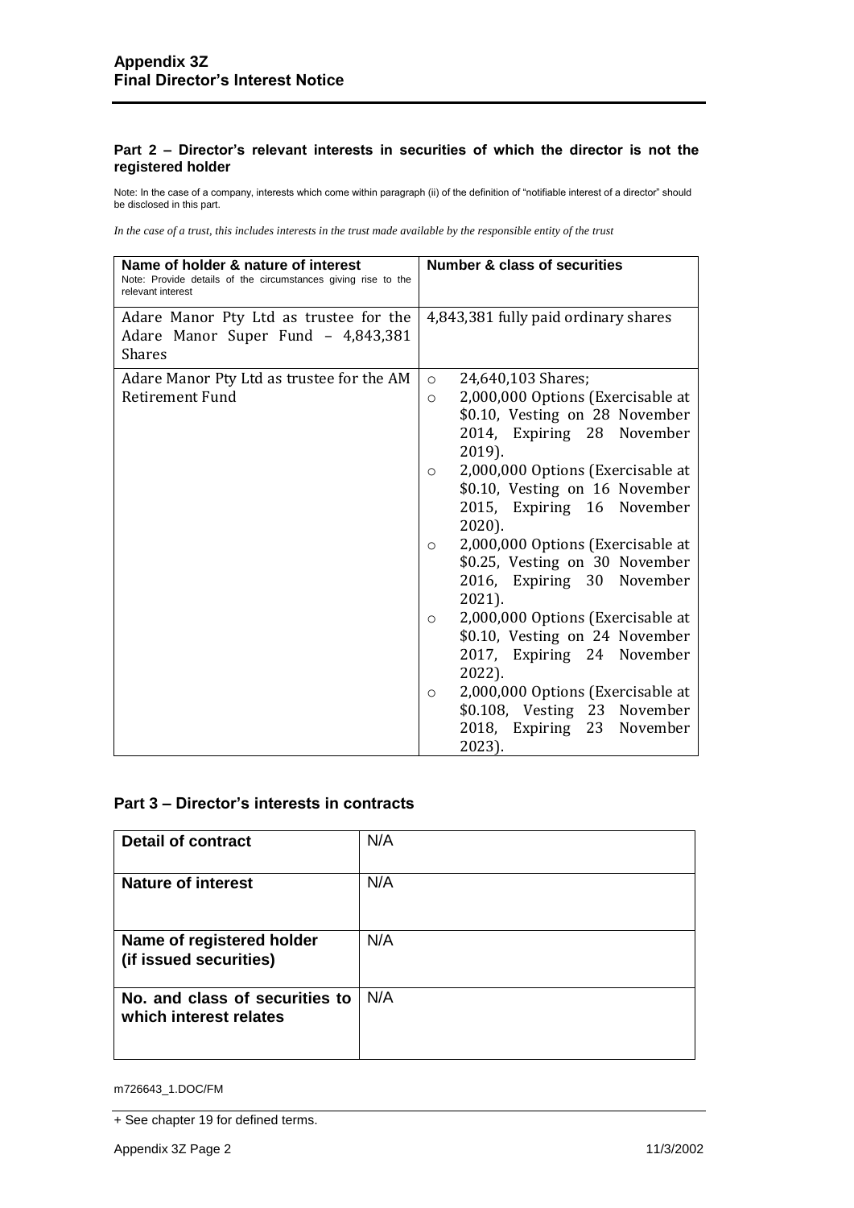## Part 2 – Director's relevant interests in securities of which the director is not the registered holder

Note: In the case of a company, interests which come within paragraph (ii) of the definition of "notifiable interest of a director" should be disclosed in this part.

*In the case of a trust, this includes interests in the trust made available by the responsible entity of the trust*

| Name of holder & nature of interest<br>Note: Provide details of the circumstances giving rise to the relevant interest | Number & class of securities |
|---|---|
| Adare Manor Pty Ltd as trustee for the Adare Manor Super Fund – 4,843,381 Shares | 4,843,381 fully paid ordinary shares |
| Adare Manor Pty Ltd as trustee for the AM Retirement Fund | ○ 24,640,103 Shares;<br>○ 2,000,000 Options (Exercisable at $0.10, Vesting on 28 November 2014, Expiring 28 November 2019).<br>○ 2,000,000 Options (Exercisable at $0.10, Vesting on 16 November 2015, Expiring 16 November 2020).<br>○ 2,000,000 Options (Exercisable at $0.25, Vesting on 30 November 2016, Expiring 30 November 2021).<br>○ 2,000,000 Options (Exercisable at $0.10, Vesting on 24 November 2017, Expiring 24 November 2022).<br>○ 2,000,000 Options (Exercisable at $0.108, Vesting 23 November 2018, Expiring 23 November 2023). |

## Part 3 – Director's interests in contracts

| | |
|---|---|
| **Detail of contract** | N/A |
| **Nature of interest** | N/A |
| **Name of registered holder (if issued securities)** | N/A |
| **No. and class of securities to which interest relates** | N/A |

m726643_1.DOC/FM

+ See chapter 19 for defined terms.